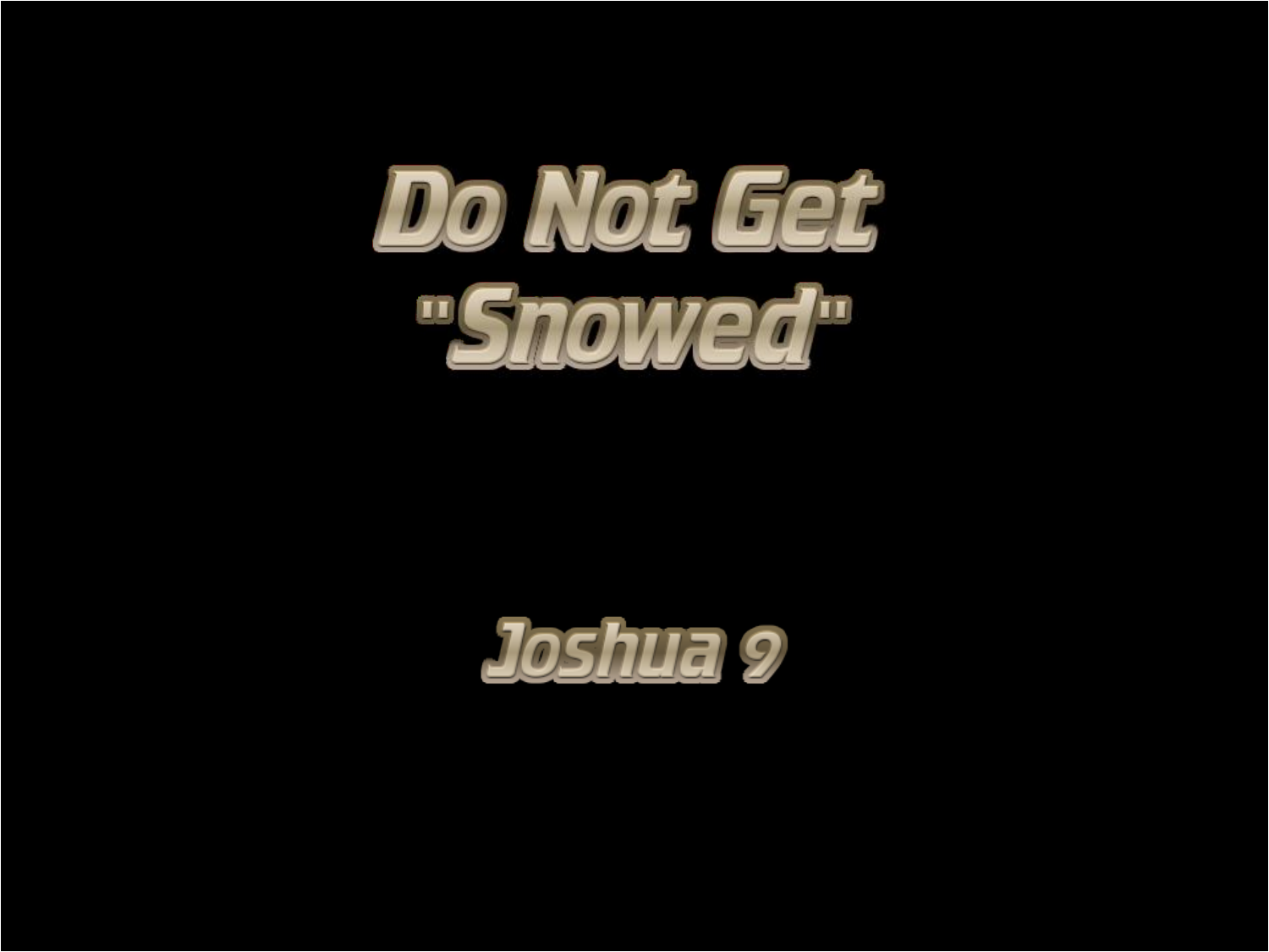# Do Not Get "Snowed"

## Joshua 9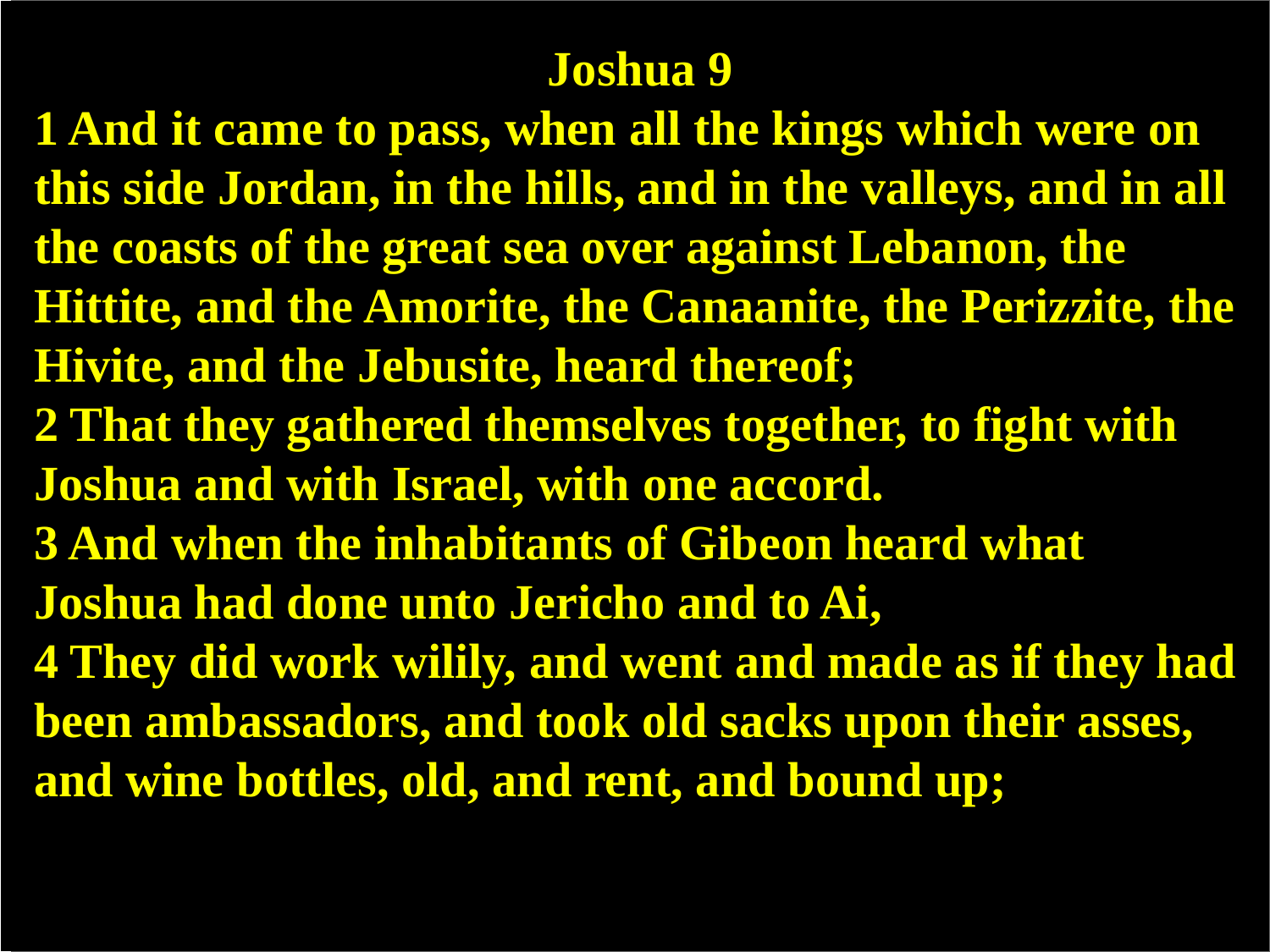# Joshua 9

**1 And it came to pass, when all the kings which were on this side Jordan, in the hills, and in the valleys, and in all the coasts of the great sea over against Lebanon, the Hittite, and the Amorite, the Canaanite, the Perizzite, the Hivite, and the Jebusite, heard thereof;**

**2 That they gathered themselves together, to fight with Joshua and with Israel, with one accord.**

**3 And when the inhabitants of Gibeon heard what Joshua had done unto Jericho and to Ai,**

**4 They did work wilily, and went and made as if they had been ambassadors, and took old sacks upon their asses, and wine bottles, old, and rent, and bound up;**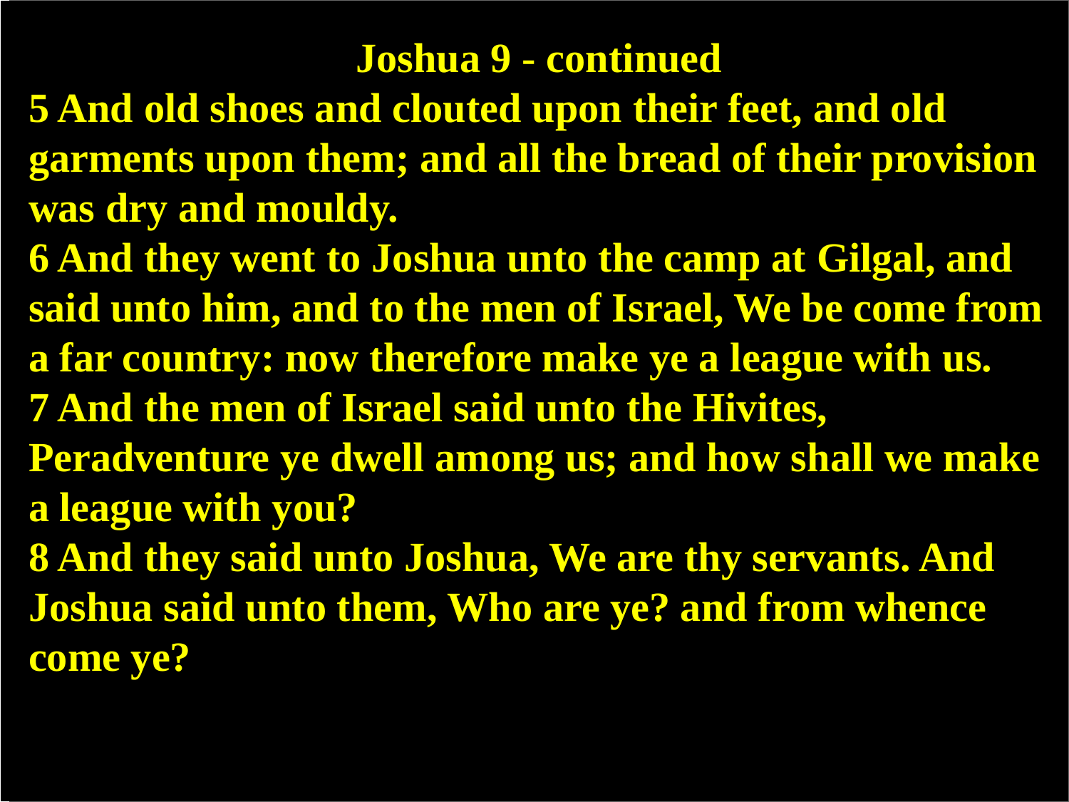# Joshua 9 - continued

**5 And old shoes and clouted upon their feet, and old garments upon them; and all the bread of their provision was dry and mouldy.**

**6 And they went to Joshua unto the camp at Gilgal, and said unto him, and to the men of Israel, We be come from a far country: now therefore make ye a league with us.**

**7 And the men of Israel said unto the Hivites, Peradventure ye dwell among us; and how shall we make a league with you?**

**8 And they said unto Joshua, We are thy servants. And Joshua said unto them, Who are ye? and from whence come ye?**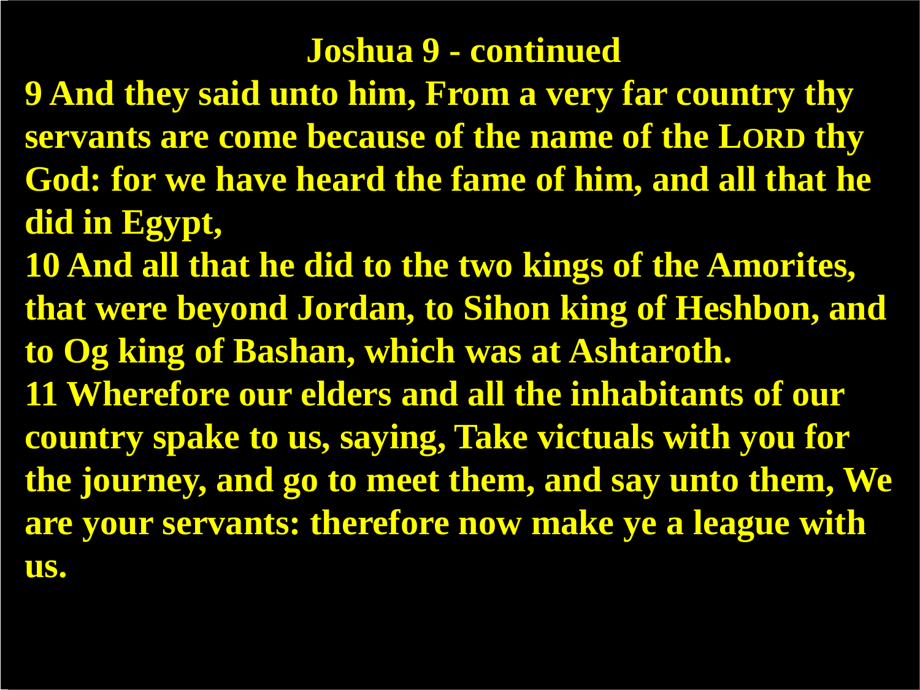# Joshua 9 - continued

**9 And they said unto him, From a very far country thy servants are come because of the name of the LORD thy God: for we have heard the fame of him, and all that he did in Egypt,**

**10 And all that he did to the two kings of the Amorites, that were beyond Jordan, to Sihon king of Heshbon, and to Og king of Bashan, which was at Ashtaroth.**

**11 Wherefore our elders and all the inhabitants of our country spake to us, saying, Take victuals with you for the journey, and go to meet them, and say unto them, We are your servants: therefore now make ye a league with us.**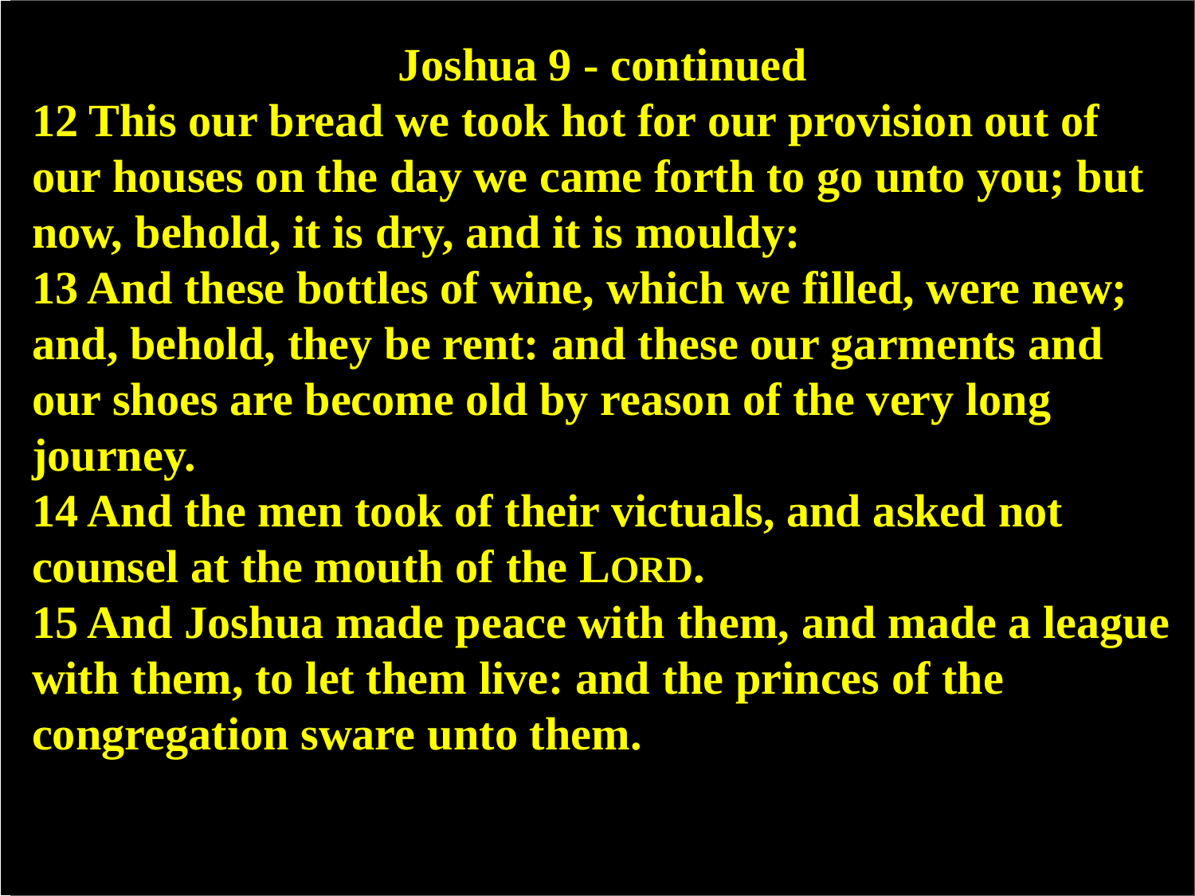# Joshua 9 - continued

**12 This our bread we took hot for our provision out of our houses on the day we came forth to go unto you; but now, behold, it is dry, and it is mouldy:**

**13 And these bottles of wine, which we filled, were new; and, behold, they be rent: and these our garments and our shoes are become old by reason of the very long journey.**

**14 And the men took of their victuals, and asked not counsel at the mouth of the LORD.**

**15 And Joshua made peace with them, and made a league with them, to let them live: and the princes of the congregation sware unto them.**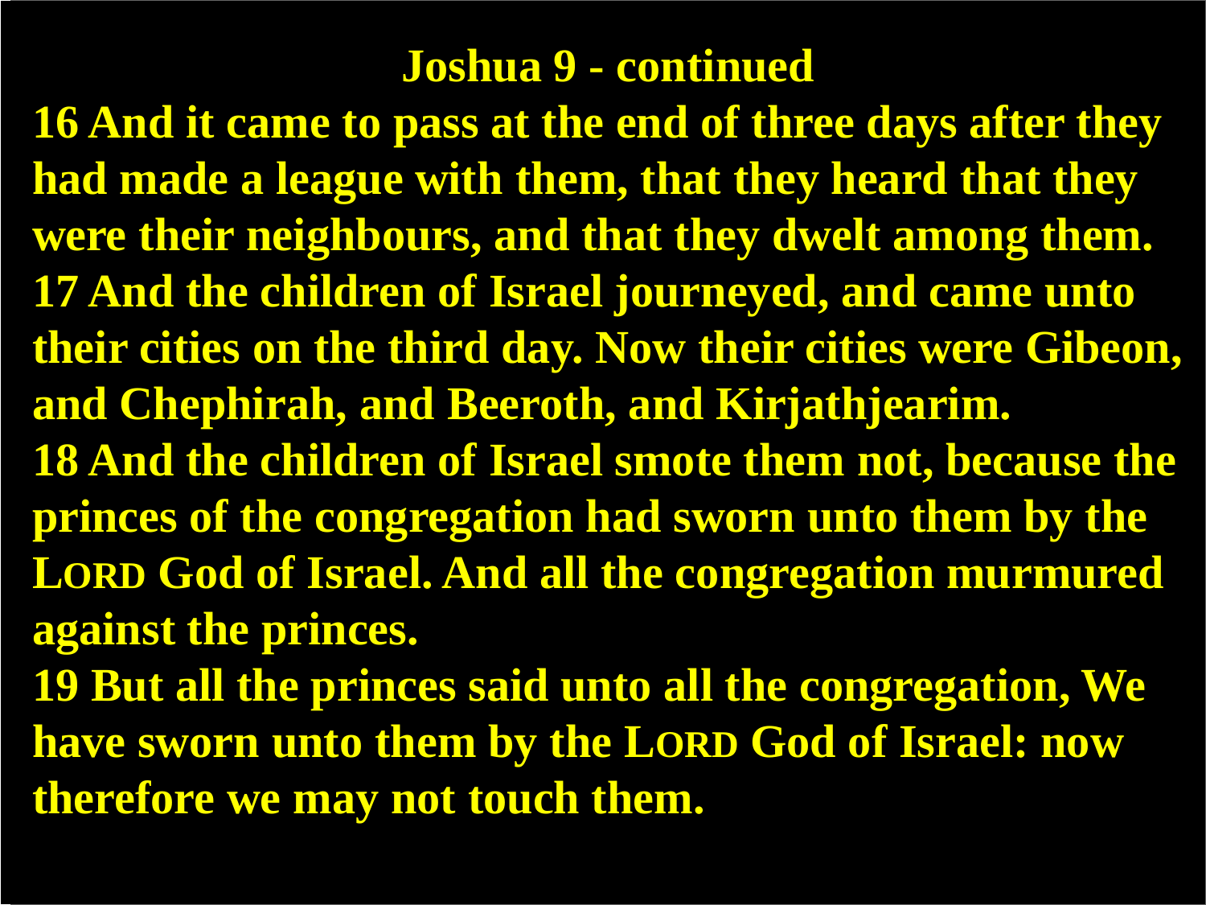# Joshua 9 - continued

**16 And it came to pass at the end of three days after they had made a league with them, that they heard that they were their neighbours, and that they dwelt among them.**

**17 And the children of Israel journeyed, and came unto their cities on the third day. Now their cities were Gibeon, and Chephirah, and Beeroth, and Kirjathjearim.**

**18 And the children of Israel smote them not, because the princes of the congregation had sworn unto them by the LORD God of Israel. And all the congregation murmured against the princes.**

**19 But all the princes said unto all the congregation, We have sworn unto them by the LORD God of Israel: now therefore we may not touch them.**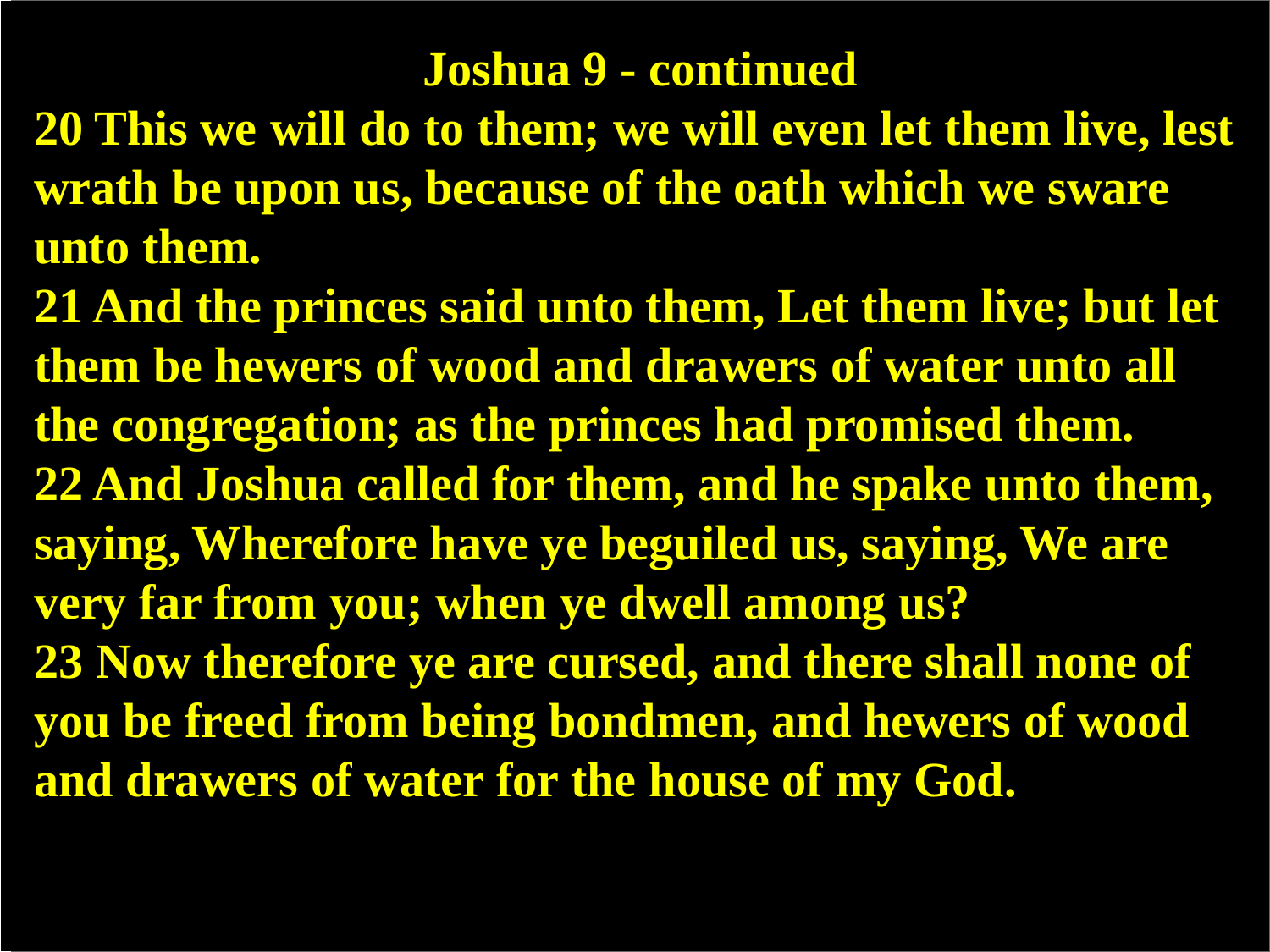# Joshua 9 - continued

**20 This we will do to them; we will even let them live, lest wrath be upon us, because of the oath which we sware unto them.**

**21 And the princes said unto them, Let them live; but let them be hewers of wood and drawers of water unto all the congregation; as the princes had promised them.**

**22 And Joshua called for them, and he spake unto them, saying, Wherefore have ye beguiled us, saying, We are very far from you; when ye dwell among us?**

**23 Now therefore ye are cursed, and there shall none of you be freed from being bondmen, and hewers of wood and drawers of water for the house of my God.**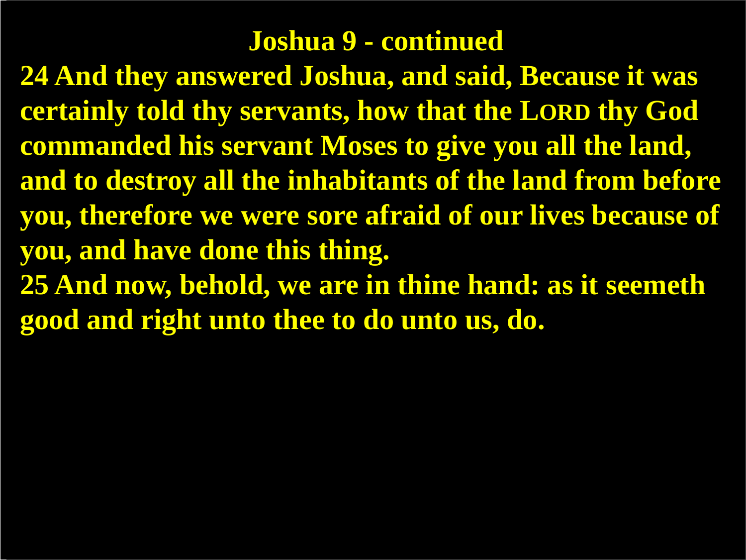# Joshua 9 - continued

**24 And they answered Joshua, and said, Because it was certainly told thy servants, how that the LORD thy God commanded his servant Moses to give you all the land, and to destroy all the inhabitants of the land from before you, therefore we were sore afraid of our lives because of you, and have done this thing.**

**25 And now, behold, we are in thine hand: as it seemeth good and right unto thee to do unto us, do.**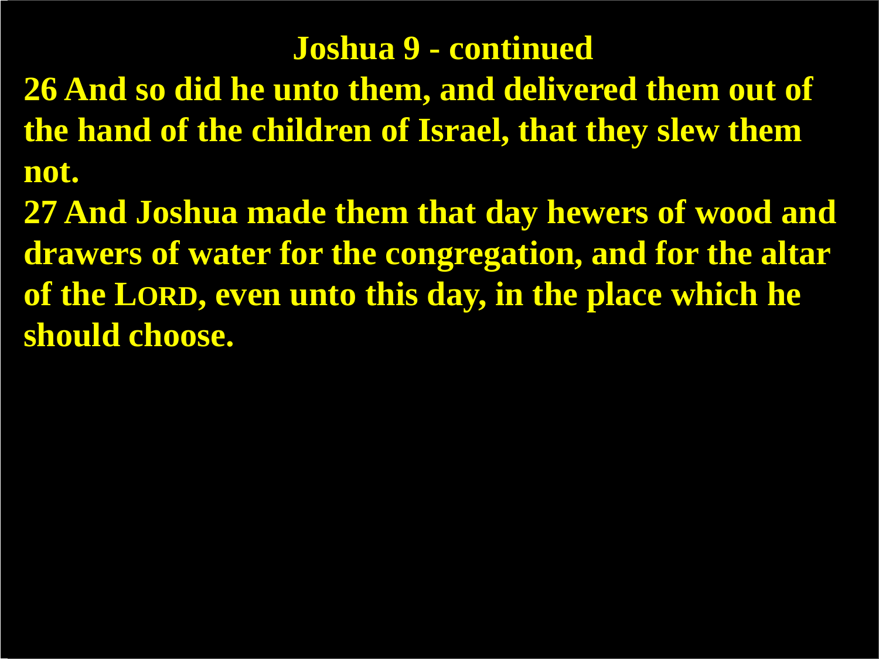# Joshua 9 - continued

**26 And so did he unto them, and delivered them out of the hand of the children of Israel, that they slew them not.**

**27 And Joshua made them that day hewers of wood and drawers of water for the congregation, and for the altar of the LORD, even unto this day, in the place which he should choose.**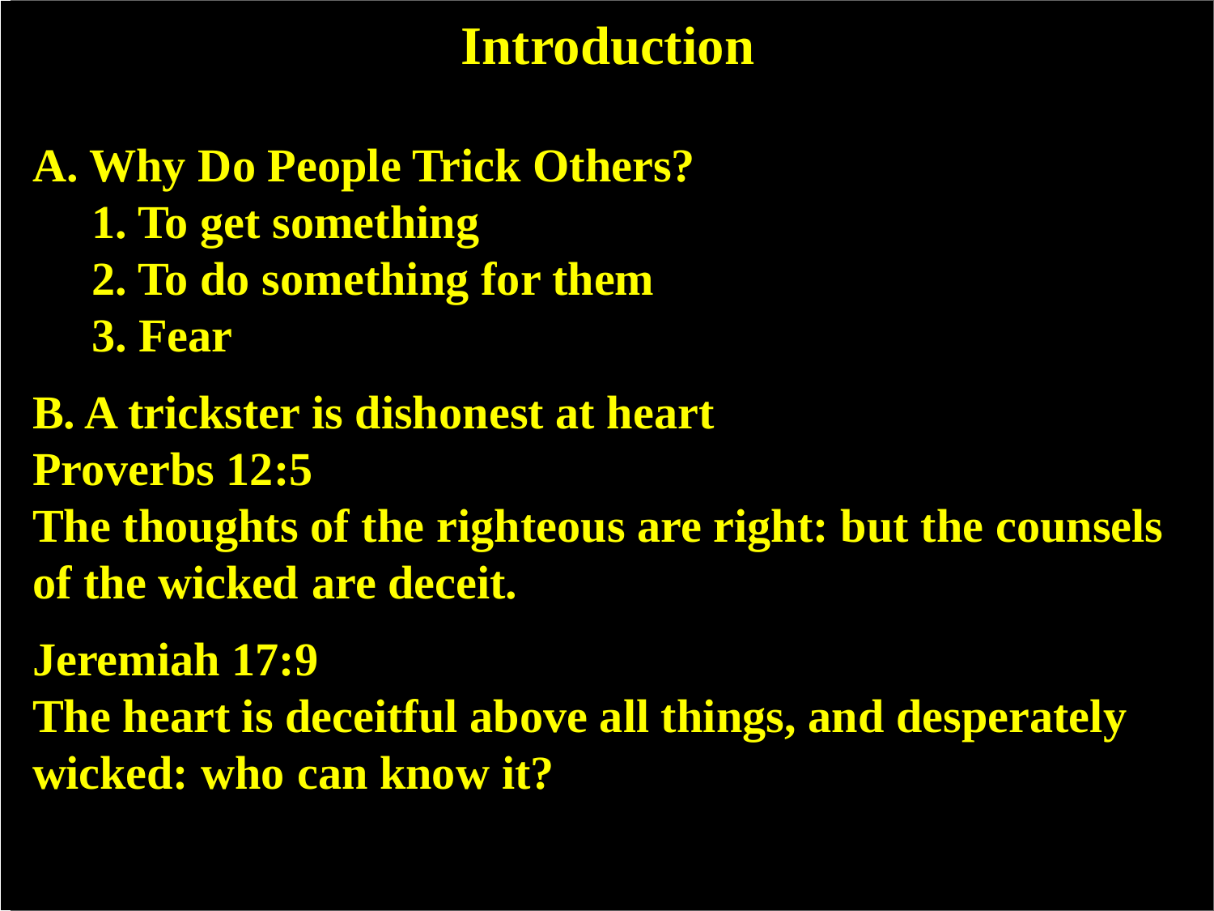# Introduction

**A. Why Do People Trick Others?**

1. **To get something**
2. **To do something for them**
3. **Fear**

**B. A trickster is dishonest at heart**

**Proverbs 12:5**

**The thoughts of the righteous are right: but the counsels of the wicked are deceit.**

**Jeremiah 17:9**

**The heart is deceitful above all things, and desperately wicked: who can know it?**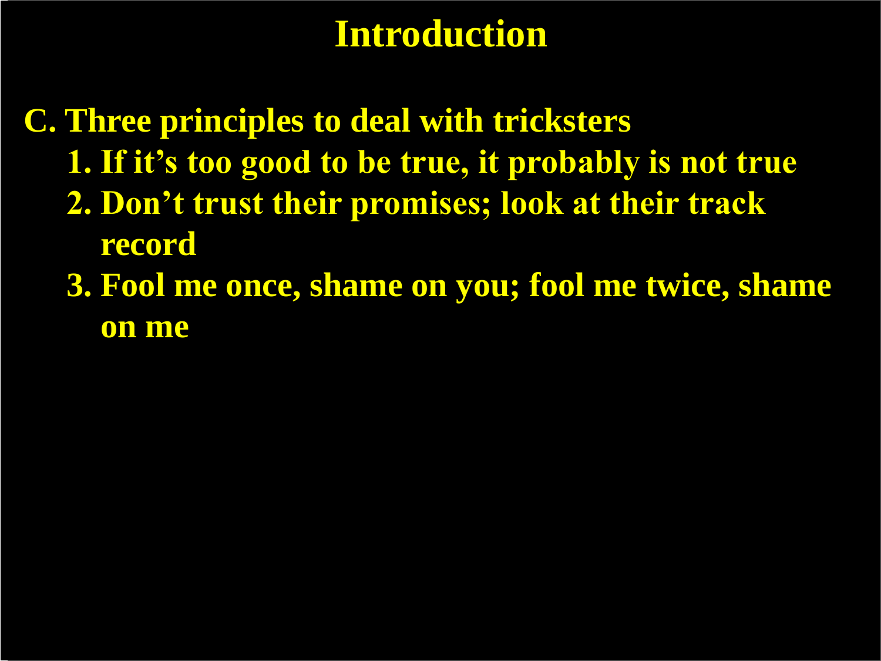# Introduction

**C. Three principles to deal with tricksters**

1. **If it's too good to be true, it probably is not true**
2. **Don't trust their promises; look at their track record**
3. **Fool me once, shame on you; fool me twice, shame on me**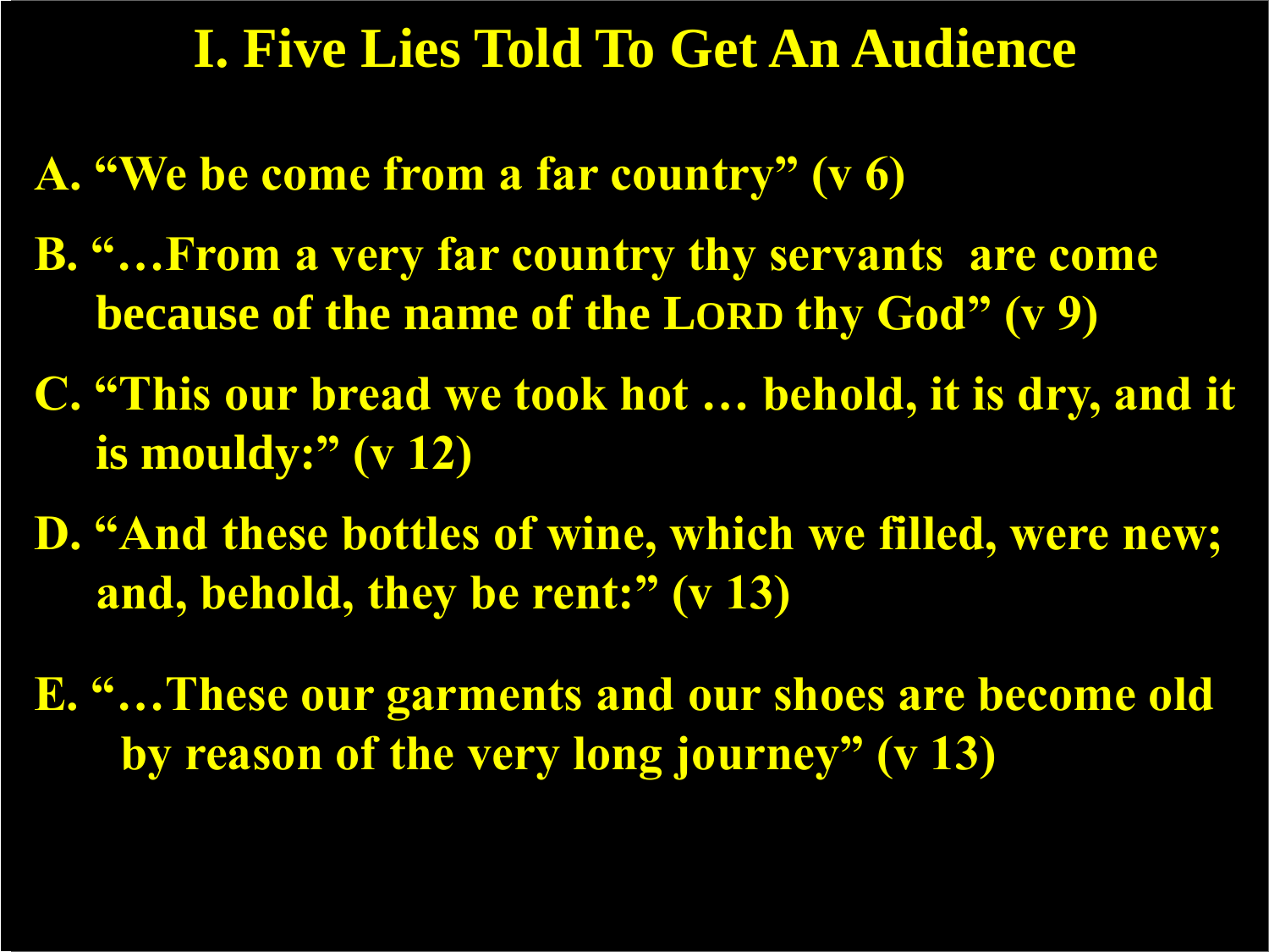# I. Five Lies Told To Get An Audience

A. "We be come from a far country" (v 6)

B. "…From a very far country thy servants are come because of the name of the LORD thy God" (v 9)

C. "This our bread we took hot … behold, it is dry, and it is mouldy:" (v 12)

D. "And these bottles of wine, which we filled, were new; and, behold, they be rent:" (v 13)

E. "…These our garments and our shoes are become old by reason of the very long journey" (v 13)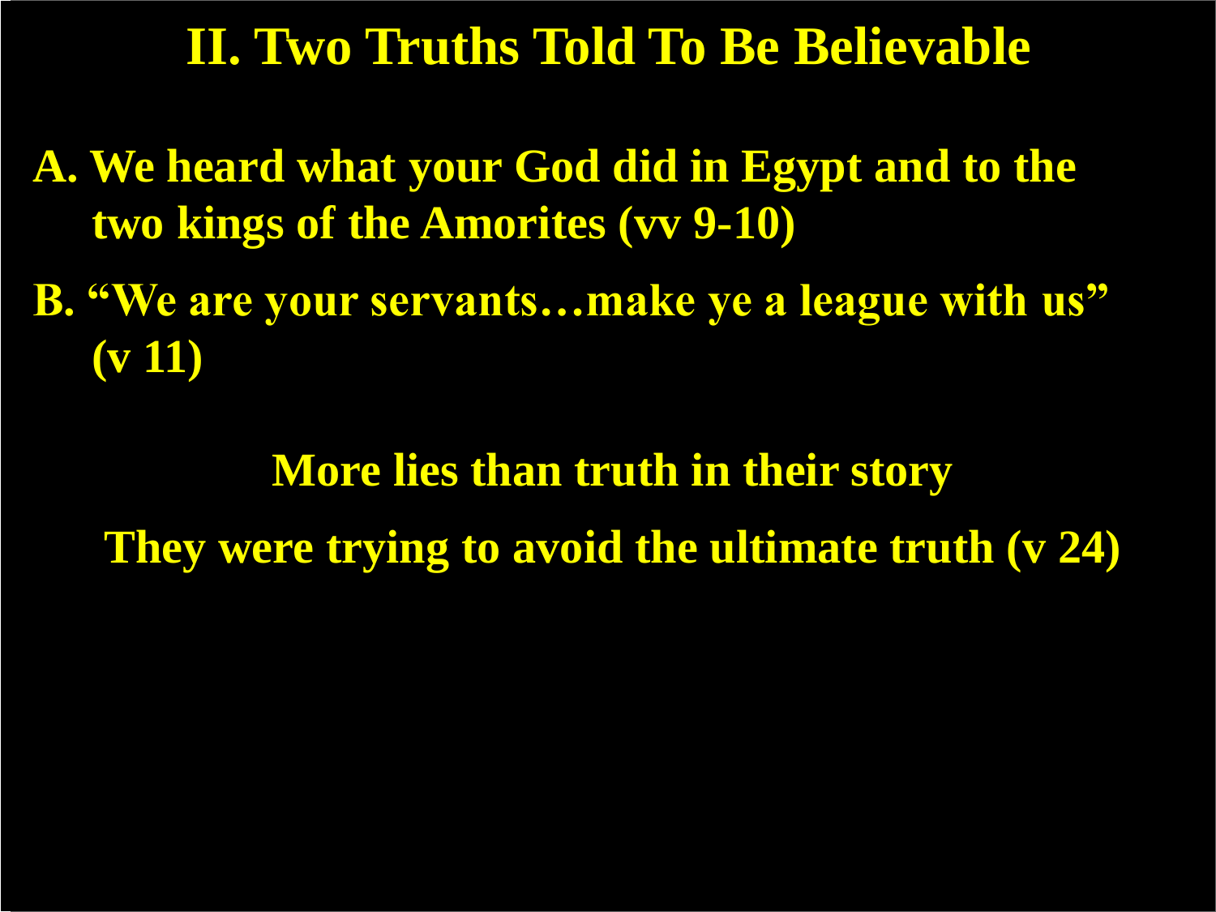# II. Two Truths Told To Be Believable

A. We heard what your God did in Egypt and to the two kings of the Amorites (vv 9-10)

B. "We are your servants…make ye a league with us" (v 11)

More lies than truth in their story

They were trying to avoid the ultimate truth (v 24)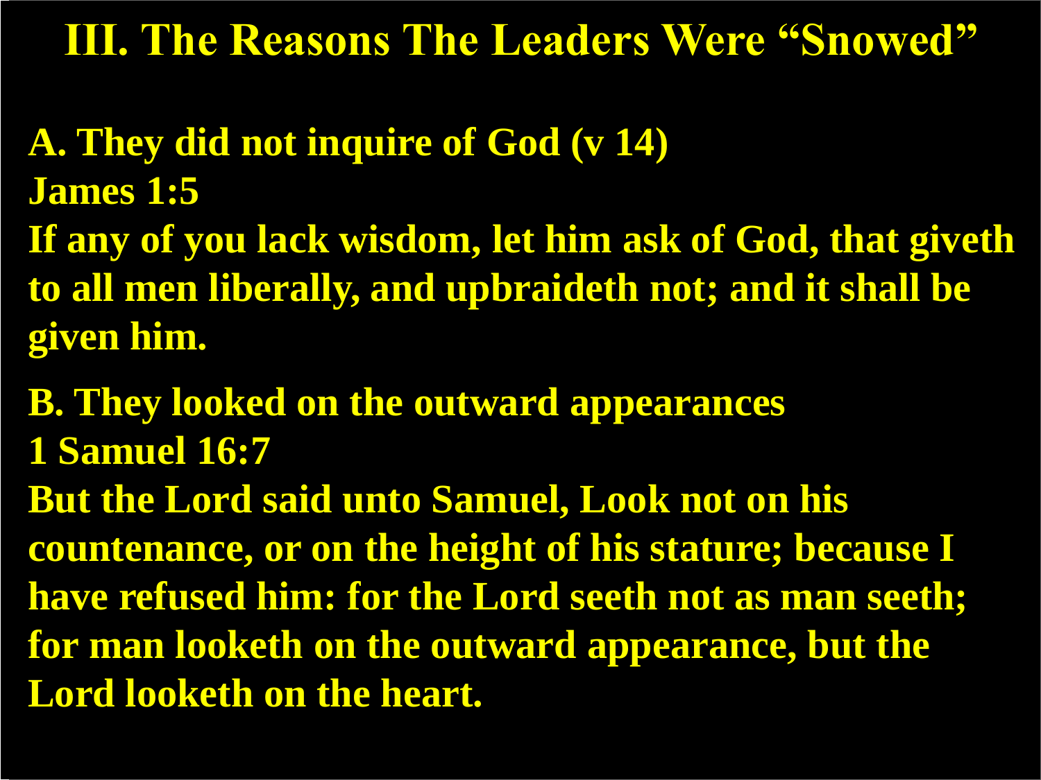# III. The Reasons The Leaders Were "Snowed"

**A. They did not inquire of God (v 14)**
**James 1:5**
**If any of you lack wisdom, let him ask of God, that giveth to all men liberally, and upbraideth not; and it shall be given him.**

**B. They looked on the outward appearances**
**1 Samuel 16:7**
**But the Lord said unto Samuel, Look not on his countenance, or on the height of his stature; because I have refused him: for the Lord seeth not as man seeth; for man looketh on the outward appearance, but the Lord looketh on the heart.**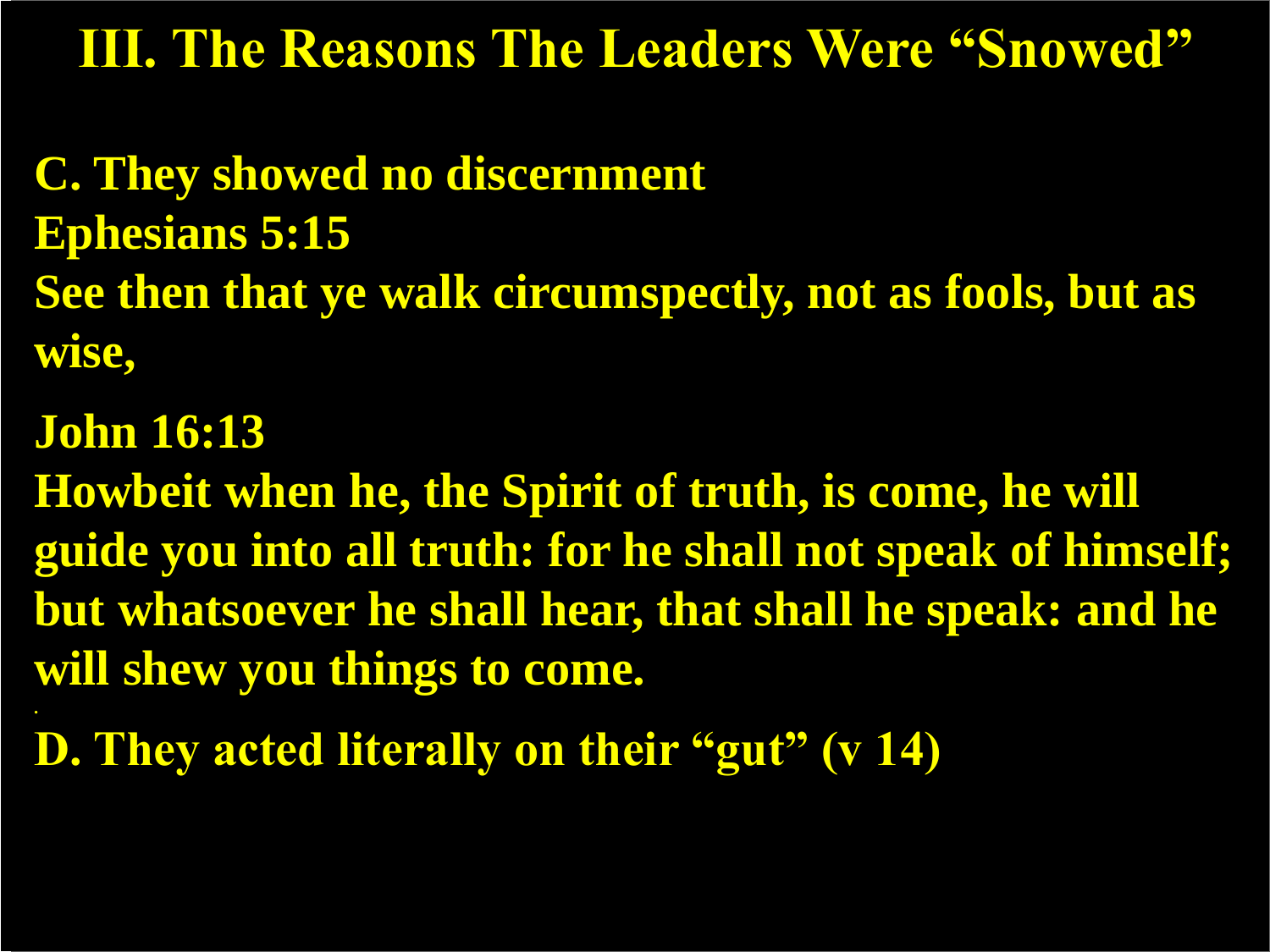# III. The Reasons The Leaders Were "Snowed"

**C. They showed no discernment**

**Ephesians 5:15**

**See then that ye walk circumspectly, not as fools, but as wise,**

**John 16:13**

**Howbeit when he, the Spirit of truth, is come, he will guide you into all truth: for he shall not speak of himself; but whatsoever he shall hear, that shall he speak: and he will shew you things to come.**

**D. They acted literally on their "gut" (v 14)**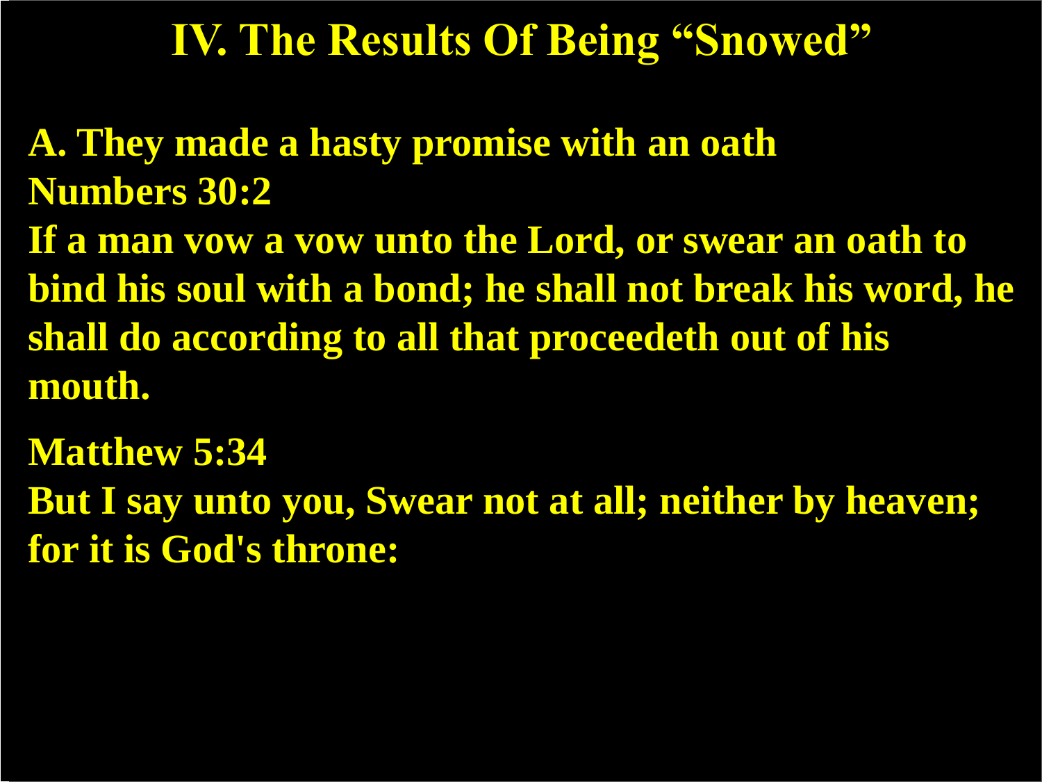# IV. The Results Of Being "Snowed"

**A. They made a hasty promise with an oath**

**Numbers 30:2**

**If a man vow a vow unto the Lord, or swear an oath to bind his soul with a bond; he shall not break his word, he shall do according to all that proceedeth out of his mouth.**

**Matthew 5:34**

**But I say unto you, Swear not at all; neither by heaven; for it is God's throne:**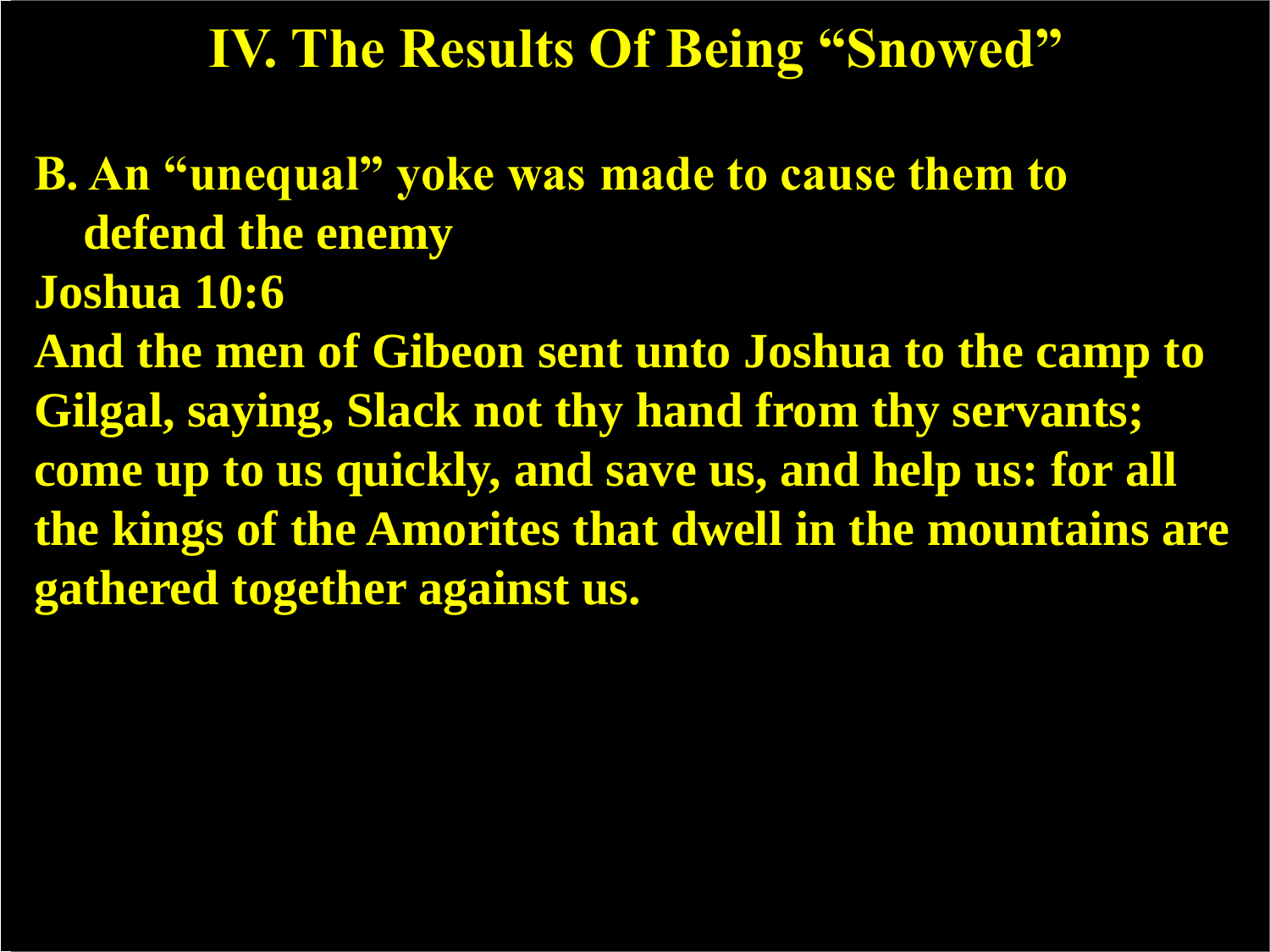# IV. The Results Of Being "Snowed"

**B. An "unequal" yoke was made to cause them to defend the enemy**

**Joshua 10:6**

**And the men of Gibeon sent unto Joshua to the camp to Gilgal, saying, Slack not thy hand from thy servants; come up to us quickly, and save us, and help us: for all the kings of the Amorites that dwell in the mountains are gathered together against us.**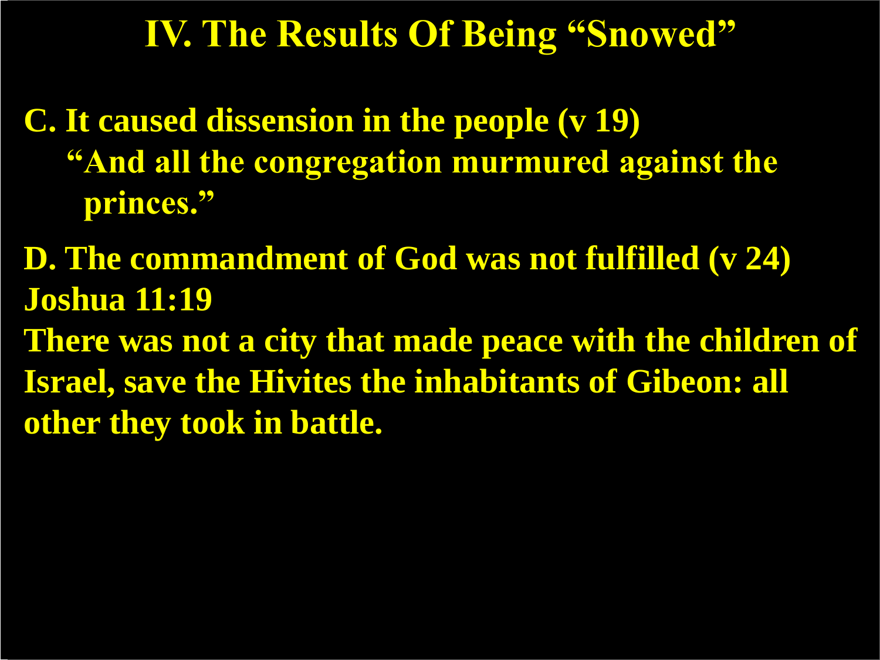# IV. The Results Of Being "Snowed"

**C. It caused dissension in the people (v 19)**

**"And all the congregation murmured against the princes."**

**D. The commandment of God was not fulfilled (v 24)**

**Joshua 11:19**

**There was not a city that made peace with the children of Israel, save the Hivites the inhabitants of Gibeon: all other they took in battle.**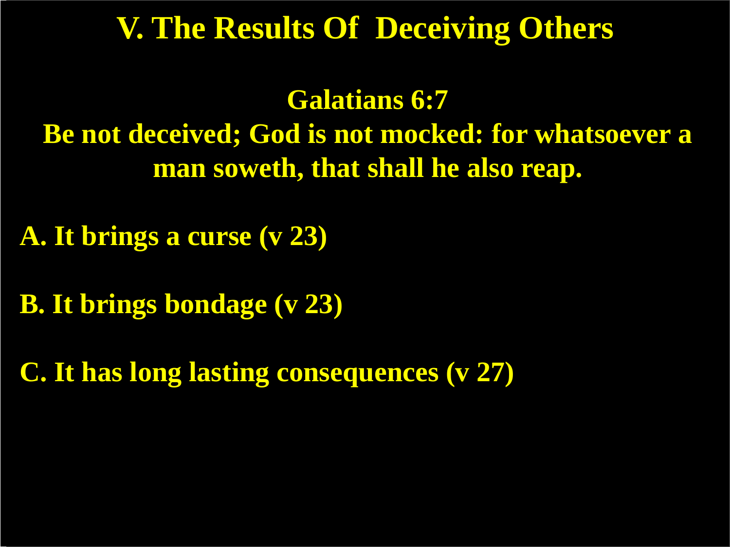# V. The Results Of Deceiving Others

**Galatians 6:7**

**Be not deceived; God is not mocked: for whatsoever a man soweth, that shall he also reap.**

**A. It brings a curse (v 23)**

**B. It brings bondage (v 23)**

**C. It has long lasting consequences (v 27)**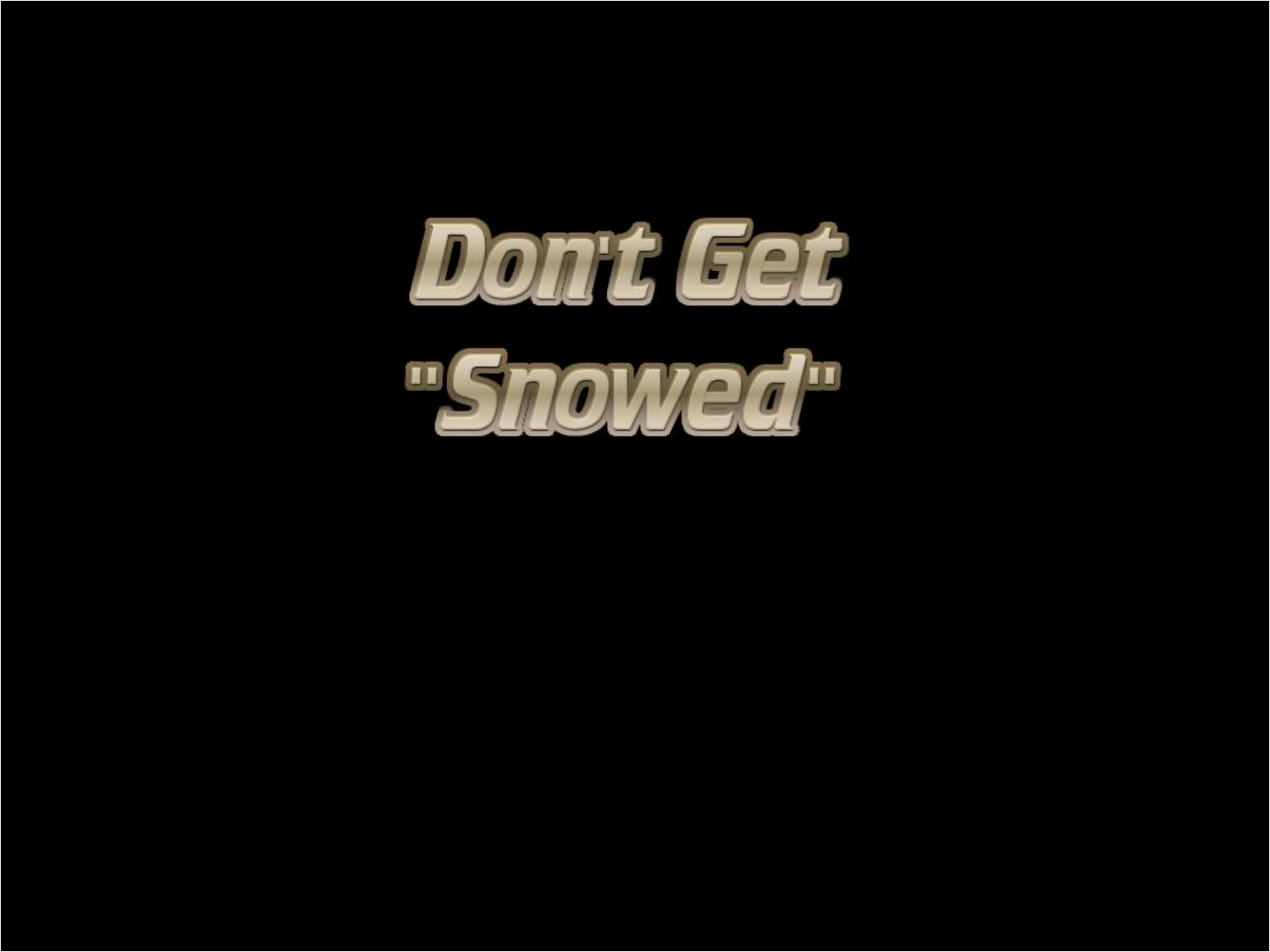# Don't Get "Snowed"